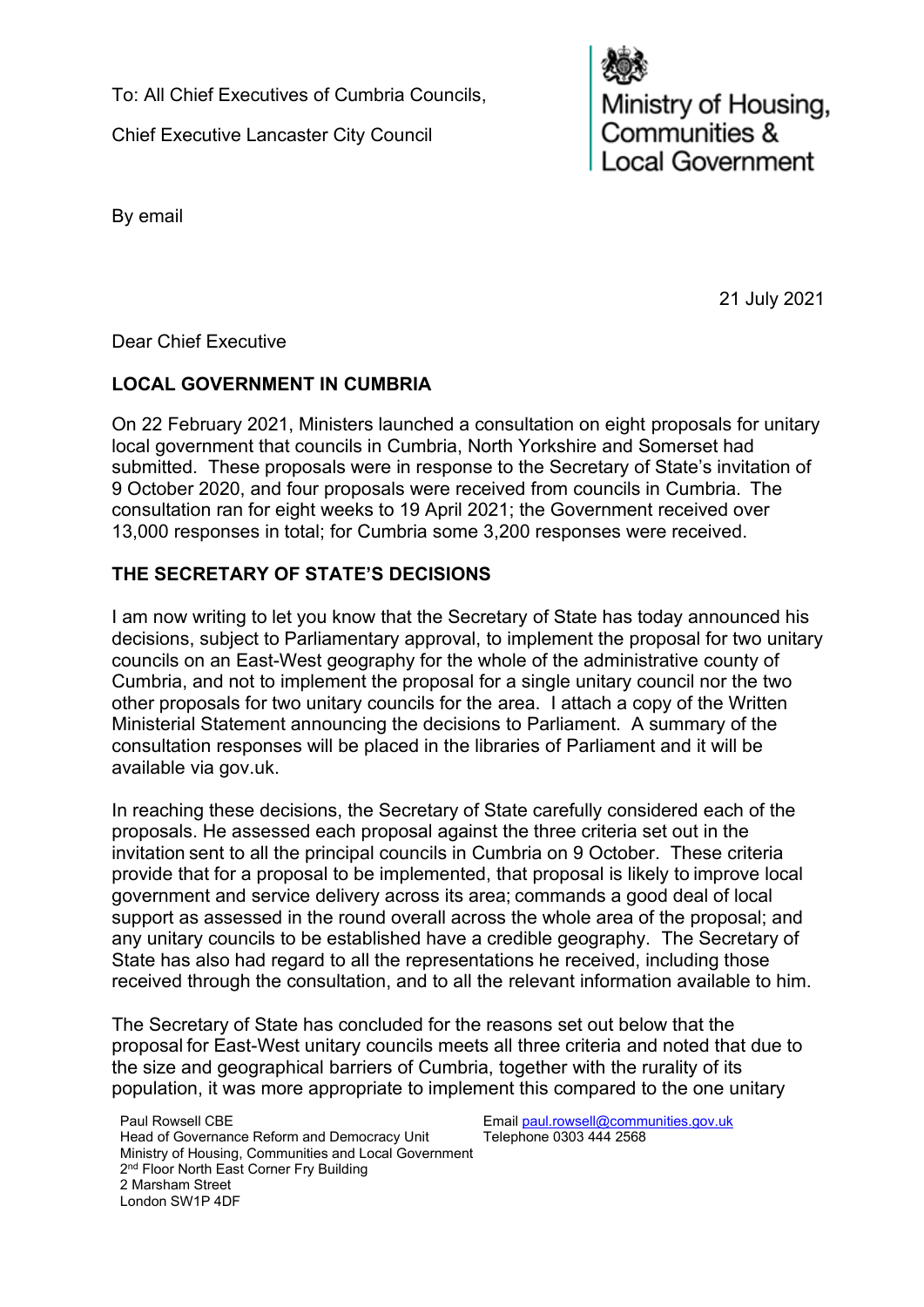To: All Chief Executives of Cumbria Councils,

Chief Executive Lancaster City Council

Ministry of Housing, Communities & Local Government

By email

21 July 2021

Dear Chief Executive

**LOCAL GOVERNMENT IN CUMBRIA**

On 22 February 2021, Ministers launched a consultation on eight proposals for unitary local government that councils in Cumbria, North Yorkshire and Somerset had submitted. These proposals were in response to the Secretary of State's invitation of 9 October 2020, and four proposals were received from councils in Cumbria. The consultation ran for eight weeks to 19 April 2021; the Government received over 13,000 responses in total; for Cumbria some 3,200 responses were received.

**THE SECRETARY OF STATE'S DECISIONS**

I am now writing to let you know that the Secretary of State has today announced his decisions, subject to Parliamentary approval, to implement the proposal for two unitary councils on an East-West geography for the whole of the administrative county of Cumbria, and not to implement the proposal for a single unitary council nor the two other proposals for two unitary councils for the area. I attach a copy of the Written Ministerial Statement announcing the decisions to Parliament. A summary of the consultation responses will be placed in the libraries of Parliament and it will be available via gov.uk.

In reaching these decisions, the Secretary of State carefully considered each of the proposals. He assessed each proposal against the three criteria set out in the invitation sent to all the principal councils in Cumbria on 9 October. These criteria provide that for a proposal to be implemented, that proposal is likely to improve local government and service delivery across its area; commands a good deal of local support as assessed in the round overall across the whole area of the proposal; and any unitary councils to be established have a credible geography. The Secretary of State has also had regard to all the representations he received, including those received through the consultation, and to all the relevant information available to him.

The Secretary of State has concluded for the reasons set out below that the proposal for East-West unitary councils meets all three criteria and noted that due to the size and geographical barriers of Cumbria, together with the rurality of its population, it was more appropriate to implement this compared to the one unitary

Paul Rowsell CBE
Head of Governance Reform and Democracy Unit
Ministry of Housing, Communities and Local Government
2nd Floor North East Corner Fry Building
2 Marsham Street
London SW1P 4DF

Email paul.rowsell@communities.gov.uk
Telephone 0303 444 2568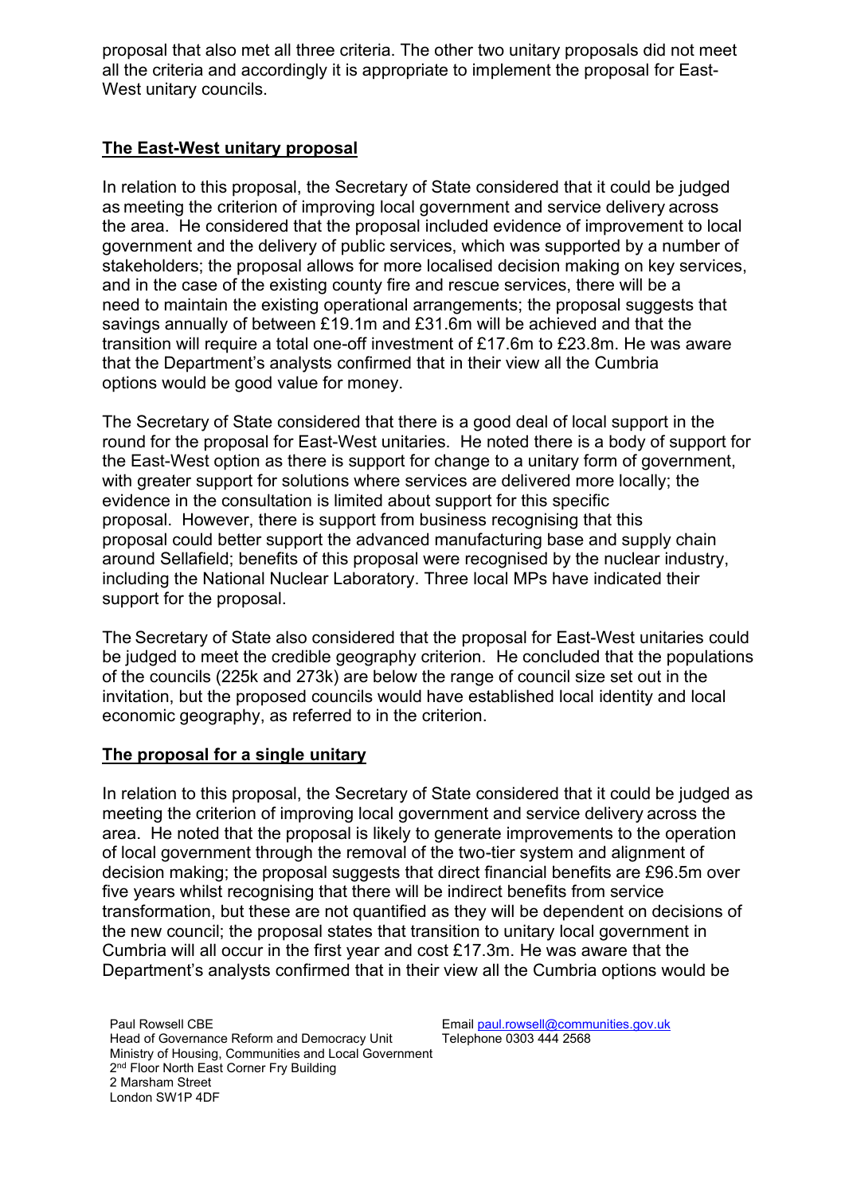proposal that also met all three criteria. The other two unitary proposals did not meet all the criteria and accordingly it is appropriate to implement the proposal for East-West unitary councils.

**The East-West unitary proposal**

In relation to this proposal, the Secretary of State considered that it could be judged as meeting the criterion of improving local government and service delivery across the area. He considered that the proposal included evidence of improvement to local government and the delivery of public services, which was supported by a number of stakeholders; the proposal allows for more localised decision making on key services, and in the case of the existing county fire and rescue services, there will be a need to maintain the existing operational arrangements; the proposal suggests that savings annually of between £19.1m and £31.6m will be achieved and that the transition will require a total one-off investment of £17.6m to £23.8m. He was aware that the Department's analysts confirmed that in their view all the Cumbria options would be good value for money.

The Secretary of State considered that there is a good deal of local support in the round for the proposal for East-West unitaries. He noted there is a body of support for the East-West option as there is support for change to a unitary form of government, with greater support for solutions where services are delivered more locally; the evidence in the consultation is limited about support for this specific proposal. However, there is support from business recognising that this proposal could better support the advanced manufacturing base and supply chain around Sellafield; benefits of this proposal were recognised by the nuclear industry, including the National Nuclear Laboratory. Three local MPs have indicated their support for the proposal.

The Secretary of State also considered that the proposal for East-West unitaries could be judged to meet the credible geography criterion. He concluded that the populations of the councils (225k and 273k) are below the range of council size set out in the invitation, but the proposed councils would have established local identity and local economic geography, as referred to in the criterion.

**The proposal for a single unitary**

In relation to this proposal, the Secretary of State considered that it could be judged as meeting the criterion of improving local government and service delivery across the area. He noted that the proposal is likely to generate improvements to the operation of local government through the removal of the two-tier system and alignment of decision making; the proposal suggests that direct financial benefits are £96.5m over five years whilst recognising that there will be indirect benefits from service transformation, but these are not quantified as they will be dependent on decisions of the new council; the proposal states that transition to unitary local government in Cumbria will all occur in the first year and cost £17.3m. He was aware that the Department's analysts confirmed that in their view all the Cumbria options would be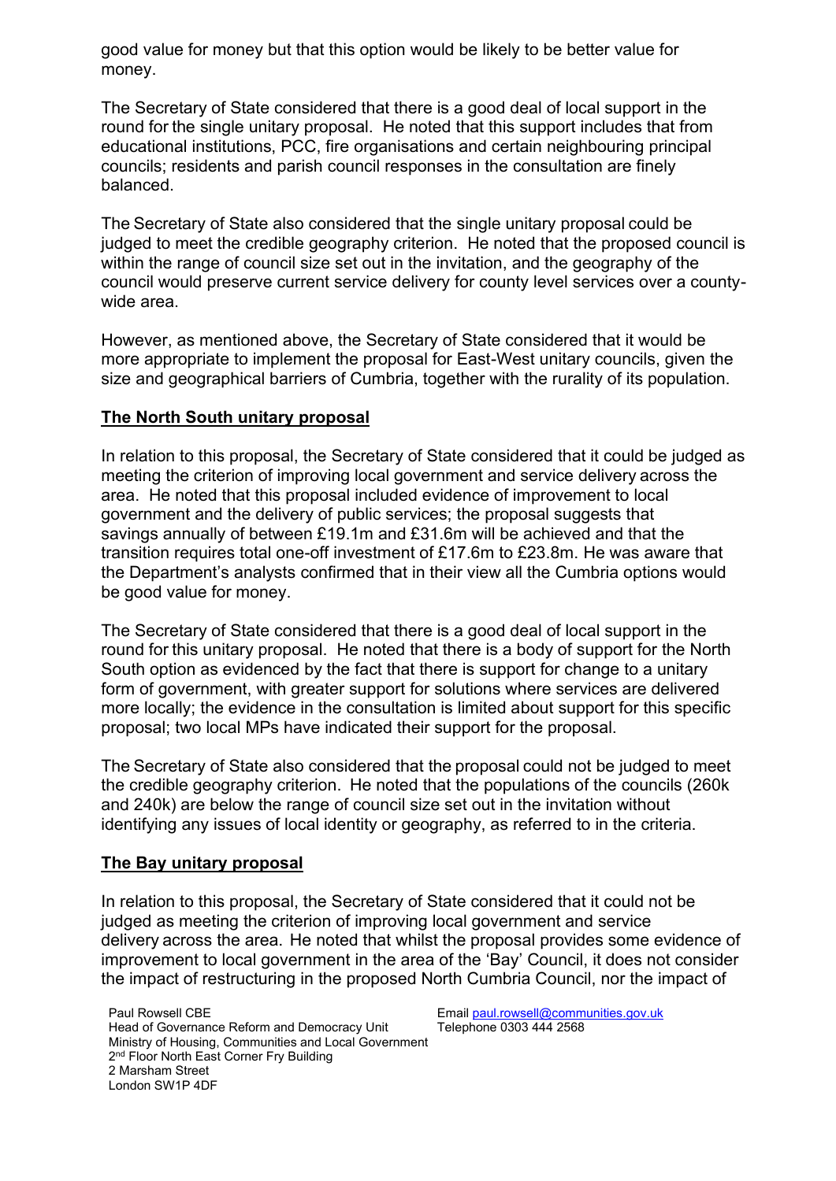good value for money but that this option would be likely to be better value for money.

The Secretary of State considered that there is a good deal of local support in the round for the single unitary proposal. He noted that this support includes that from educational institutions, PCC, fire organisations and certain neighbouring principal councils; residents and parish council responses in the consultation are finely balanced.

The Secretary of State also considered that the single unitary proposal could be judged to meet the credible geography criterion. He noted that the proposed council is within the range of council size set out in the invitation, and the geography of the council would preserve current service delivery for county level services over a county-wide area.

However, as mentioned above, the Secretary of State considered that it would be more appropriate to implement the proposal for East-West unitary councils, given the size and geographical barriers of Cumbria, together with the rurality of its population.

**The North South unitary proposal**

In relation to this proposal, the Secretary of State considered that it could be judged as meeting the criterion of improving local government and service delivery across the area. He noted that this proposal included evidence of improvement to local government and the delivery of public services; the proposal suggests that savings annually of between £19.1m and £31.6m will be achieved and that the transition requires total one-off investment of £17.6m to £23.8m. He was aware that the Department's analysts confirmed that in their view all the Cumbria options would be good value for money.

The Secretary of State considered that there is a good deal of local support in the round for this unitary proposal. He noted that there is a body of support for the North South option as evidenced by the fact that there is support for change to a unitary form of government, with greater support for solutions where services are delivered more locally; the evidence in the consultation is limited about support for this specific proposal; two local MPs have indicated their support for the proposal.

The Secretary of State also considered that the proposal could not be judged to meet the credible geography criterion. He noted that the populations of the councils (260k and 240k) are below the range of council size set out in the invitation without identifying any issues of local identity or geography, as referred to in the criteria.

**The Bay unitary proposal**

In relation to this proposal, the Secretary of State considered that it could not be judged as meeting the criterion of improving local government and service delivery across the area. He noted that whilst the proposal provides some evidence of improvement to local government in the area of the 'Bay' Council, it does not consider the impact of restructuring in the proposed North Cumbria Council, nor the impact of

Paul Rowsell CBE
Head of Governance Reform and Democracy Unit
Ministry of Housing, Communities and Local Government
2nd Floor North East Corner Fry Building
2 Marsham Street
London SW1P 4DF

Email paul.rowsell@communities.gov.uk
Telephone 0303 444 2568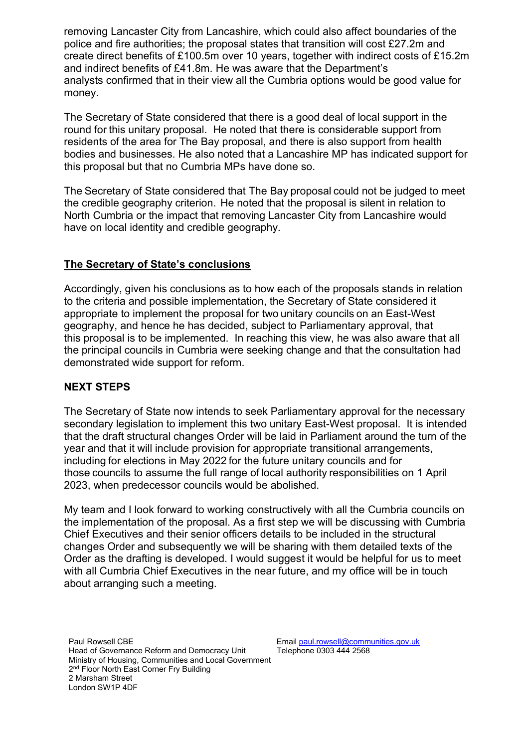removing Lancaster City from Lancashire, which could also affect boundaries of the police and fire authorities; the proposal states that transition will cost £27.2m and create direct benefits of £100.5m over 10 years, together with indirect costs of £15.2m and indirect benefits of £41.8m. He was aware that the Department's analysts confirmed that in their view all the Cumbria options would be good value for money.

The Secretary of State considered that there is a good deal of local support in the round for this unitary proposal. He noted that there is considerable support from residents of the area for The Bay proposal, and there is also support from health bodies and businesses. He also noted that a Lancashire MP has indicated support for this proposal but that no Cumbria MPs have done so.

The Secretary of State considered that The Bay proposal could not be judged to meet the credible geography criterion. He noted that the proposal is silent in relation to North Cumbria or the impact that removing Lancaster City from Lancashire would have on local identity and credible geography.

**The Secretary of State's conclusions**

Accordingly, given his conclusions as to how each of the proposals stands in relation to the criteria and possible implementation, the Secretary of State considered it appropriate to implement the proposal for two unitary councils on an East-West geography, and hence he has decided, subject to Parliamentary approval, that this proposal is to be implemented. In reaching this view, he was also aware that all the principal councils in Cumbria were seeking change and that the consultation had demonstrated wide support for reform.

## NEXT STEPS

The Secretary of State now intends to seek Parliamentary approval for the necessary secondary legislation to implement this two unitary East-West proposal. It is intended that the draft structural changes Order will be laid in Parliament around the turn of the year and that it will include provision for appropriate transitional arrangements, including for elections in May 2022 for the future unitary councils and for those councils to assume the full range of local authority responsibilities on 1 April 2023, when predecessor councils would be abolished.

My team and I look forward to working constructively with all the Cumbria councils on the implementation of the proposal. As a first step we will be discussing with Cumbria Chief Executives and their senior officers details to be included in the structural changes Order and subsequently we will be sharing with them detailed texts of the Order as the drafting is developed. I would suggest it would be helpful for us to meet with all Cumbria Chief Executives in the near future, and my office will be in touch about arranging such a meeting.

Paul Rowsell CBE
Head of Governance Reform and Democracy Unit
Ministry of Housing, Communities and Local Government
2nd Floor North East Corner Fry Building
2 Marsham Street
London SW1P 4DF

Email paul.rowsell@communities.gov.uk
Telephone 0303 444 2568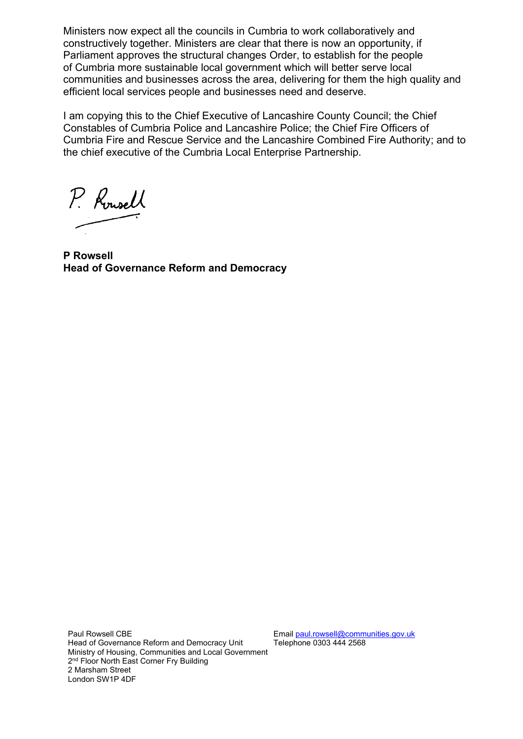Ministers now expect all the councils in Cumbria to work collaboratively and constructively together. Ministers are clear that there is now an opportunity, if Parliament approves the structural changes Order, to establish for the people of Cumbria more sustainable local government which will better serve local communities and businesses across the area, delivering for them the high quality and efficient local services people and businesses need and deserve.

I am copying this to the Chief Executive of Lancashire County Council; the Chief Constables of Cumbria Police and Lancashire Police; the Chief Fire Officers of Cumbria Fire and Rescue Service and the Lancashire Combined Fire Authority; and to the chief executive of the Cumbria Local Enterprise Partnership.

P. Rowsell

**P Rowsell**
**Head of Governance Reform and Democracy**

Paul Rowsell CBE
Head of Governance Reform and Democracy Unit
Ministry of Housing, Communities and Local Government
2nd Floor North East Corner Fry Building
2 Marsham Street
London SW1P 4DF

Email paul.rowsell@communities.gov.uk
Telephone 0303 444 2568